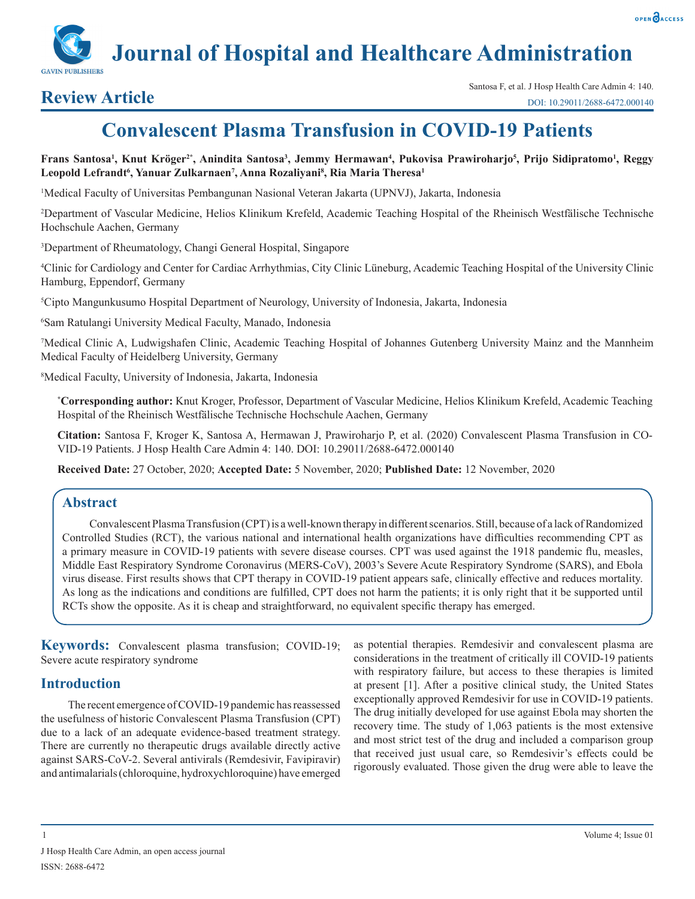# Journal of Hospital and Healthcare Administration

## Review Article

Santosa F, et al. J Hosp Health Care Admin 4: 140.
DOI: 10.29011/2688-6472.000140

# Convalescent Plasma Transfusion in COVID-19 Patients

**Frans Santosa[1], Knut Kröger[2*], Anindita Santosa[3], Jemmy Hermawan[4], Pukovisa Prawiroharjo[5], Prijo Sidipratomo[1], Reggy Leopold Lefrandt[6], Yanuar Zulkarnaen[7], Anna Rozaliyani[8], Ria Maria Theresa[1]**

[1]Medical Faculty of Universitas Pembangunan Nasional Veteran Jakarta (UPNVJ), Jakarta, Indonesia

[2]Department of Vascular Medicine, Helios Klinikum Krefeld, Academic Teaching Hospital of the Rheinisch Westfälische Technische Hochschule Aachen, Germany

[3]Department of Rheumatology, Changi General Hospital, Singapore

[4]Clinic for Cardiology and Center for Cardiac Arrhythmias, City Clinic Lüneburg, Academic Teaching Hospital of the University Clinic Hamburg, Eppendorf, Germany

[5]Cipto Mangunkusumo Hospital Department of Neurology, University of Indonesia, Jakarta, Indonesia

[6]Sam Ratulangi University Medical Faculty, Manado, Indonesia

[7]Medical Clinic A, Ludwigshafen Clinic, Academic Teaching Hospital of Johannes Gutenberg University Mainz and the Mannheim Medical Faculty of Heidelberg University, Germany

[8]Medical Faculty, University of Indonesia, Jakarta, Indonesia

**[*]Corresponding author:** Knut Kroger, Professor, Department of Vascular Medicine, Helios Klinikum Krefeld, Academic Teaching Hospital of the Rheinisch Westfälische Technische Hochschule Aachen, Germany

**Citation:** Santosa F, Kroger K, Santosa A, Hermawan J, Prawiroharjo P, et al. (2020) Convalescent Plasma Transfusion in COVID-19 Patients. J Hosp Health Care Admin 4: 140. DOI: 10.29011/2688-6472.000140

**Received Date:** 27 October, 2020; **Accepted Date:** 5 November, 2020; **Published Date:** 12 November, 2020

## Abstract

Convalescent Plasma Transfusion (CPT) is a well-known therapy in different scenarios. Still, because of a lack of Randomized Controlled Studies (RCT), the various national and international health organizations have difficulties recommending CPT as a primary measure in COVID-19 patients with severe disease courses. CPT was used against the 1918 pandemic flu, measles, Middle East Respiratory Syndrome Coronavirus (MERS-CoV), 2003's Severe Acute Respiratory Syndrome (SARS), and Ebola virus disease. First results shows that CPT therapy in COVID-19 patient appears safe, clinically effective and reduces mortality. As long as the indications and conditions are fulfilled, CPT does not harm the patients; it is only right that it be supported until RCTs show the opposite. As it is cheap and straightforward, no equivalent specific therapy has emerged.

**Keywords:** Convalescent plasma transfusion; COVID-19; Severe acute respiratory syndrome

## Introduction

The recent emergence of COVID-19 pandemic has reassessed the usefulness of historic Convalescent Plasma Transfusion (CPT) due to a lack of an adequate evidence-based treatment strategy. There are currently no therapeutic drugs available directly active against SARS-CoV-2. Several antivirals (Remdesivir, Favipiravir) and antimalarials (chloroquine, hydroxychloroquine) have emerged as potential therapies. Remdesivir and convalescent plasma are considerations in the treatment of critically ill COVID-19 patients with respiratory failure, but access to these therapies is limited at present [1]. After a positive clinical study, the United States exceptionally approved Remdesivir for use in COVID-19 patients. The drug initially developed for use against Ebola may shorten the recovery time. The study of 1,063 patients is the most extensive and most strict test of the drug and included a comparison group that received just usual care, so Remdesivir's effects could be rigorously evaluated. Those given the drug were able to leave the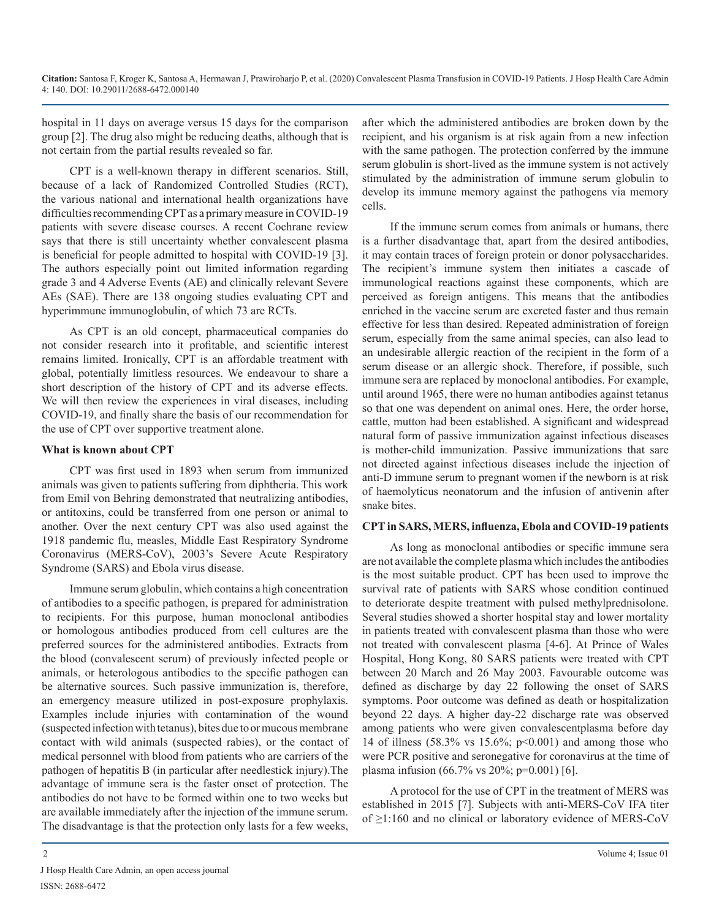hospital in 11 days on average versus 15 days for the comparison group [2]. The drug also might be reducing deaths, although that is not certain from the partial results revealed so far.

CPT is a well-known therapy in different scenarios. Still, because of a lack of Randomized Controlled Studies (RCT), the various national and international health organizations have difficulties recommending CPT as a primary measure in COVID-19 patients with severe disease courses. A recent Cochrane review says that there is still uncertainty whether convalescent plasma is beneficial for people admitted to hospital with COVID-19 [3]. The authors especially point out limited information regarding grade 3 and 4 Adverse Events (AE) and clinically relevant Severe AEs (SAE). There are 138 ongoing studies evaluating CPT and hyperimmune immunoglobulin, of which 73 are RCTs.

As CPT is an old concept, pharmaceutical companies do not consider research into it profitable, and scientific interest remains limited. Ironically, CPT is an affordable treatment with global, potentially limitless resources. We endeavour to share a short description of the history of CPT and its adverse effects. We will then review the experiences in viral diseases, including COVID-19, and finally share the basis of our recommendation for the use of CPT over supportive treatment alone.

**What is known about CPT**

CPT was first used in 1893 when serum from immunized animals was given to patients suffering from diphtheria. This work from Emil von Behring demonstrated that neutralizing antibodies, or antitoxins, could be transferred from one person or animal to another. Over the next century CPT was also used against the 1918 pandemic flu, measles, Middle East Respiratory Syndrome Coronavirus (MERS-CoV), 2003's Severe Acute Respiratory Syndrome (SARS) and Ebola virus disease.

Immune serum globulin, which contains a high concentration of antibodies to a specific pathogen, is prepared for administration to recipients. For this purpose, human monoclonal antibodies or homologous antibodies produced from cell cultures are the preferred sources for the administered antibodies. Extracts from the blood (convalescent serum) of previously infected people or animals, or heterologous antibodies to the specific pathogen can be alternative sources. Such passive immunization is, therefore, an emergency measure utilized in post-exposure prophylaxis. Examples include injuries with contamination of the wound (suspected infection with tetanus), bites due to or mucous membrane contact with wild animals (suspected rabies), or the contact of medical personnel with blood from patients who are carriers of the pathogen of hepatitis B (in particular after needlestick injury).The advantage of immune sera is the faster onset of protection. The antibodies do not have to be formed within one to two weeks but are available immediately after the injection of the immune serum. The disadvantage is that the protection only lasts for a few weeks, after which the administered antibodies are broken down by the recipient, and his organism is at risk again from a new infection with the same pathogen. The protection conferred by the immune serum globulin is short-lived as the immune system is not actively stimulated by the administration of immune serum globulin to develop its immune memory against the pathogens via memory cells.

If the immune serum comes from animals or humans, there is a further disadvantage that, apart from the desired antibodies, it may contain traces of foreign protein or donor polysaccharides. The recipient's immune system then initiates a cascade of immunological reactions against these components, which are perceived as foreign antigens. This means that the antibodies enriched in the vaccine serum are excreted faster and thus remain effective for less than desired. Repeated administration of foreign serum, especially from the same animal species, can also lead to an undesirable allergic reaction of the recipient in the form of a serum disease or an allergic shock. Therefore, if possible, such immune sera are replaced by monoclonal antibodies. For example, until around 1965, there were no human antibodies against tetanus so that one was dependent on animal ones. Here, the order horse, cattle, mutton had been established. A significant and widespread natural form of passive immunization against infectious diseases is mother-child immunization. Passive immunizations that sare not directed against infectious diseases include the injection of anti-D immune serum to pregnant women if the newborn is at risk of haemolyticus neonatorum and the infusion of antivenin after snake bites.

**CPT in SARS, MERS, influenza, Ebola and COVID-19 patients**

As long as monoclonal antibodies or specific immune sera are not available the complete plasma which includes the antibodies is the most suitable product. CPT has been used to improve the survival rate of patients with SARS whose condition continued to deteriorate despite treatment with pulsed methylprednisolone. Several studies showed a shorter hospital stay and lower mortality in patients treated with convalescent plasma than those who were not treated with convalescent plasma [4-6]. At Prince of Wales Hospital, Hong Kong, 80 SARS patients were treated with CPT between 20 March and 26 May 2003. Favourable outcome was defined as discharge by day 22 following the onset of SARS symptoms. Poor outcome was defined as death or hospitalization beyond 22 days. A higher day-22 discharge rate was observed among patients who were given convalescentplasma before day 14 of illness (58.3% vs 15.6%; $p<0.001$) and among those who were PCR positive and seronegative for coronavirus at the time of plasma infusion (66.7% vs 20%; $p=0.001$) [6].

A protocol for the use of CPT in the treatment of MERS was established in 2015 [7]. Subjects with anti-MERS-CoV IFA titer of $\geq$1:160 and no clinical or laboratory evidence of MERS-CoV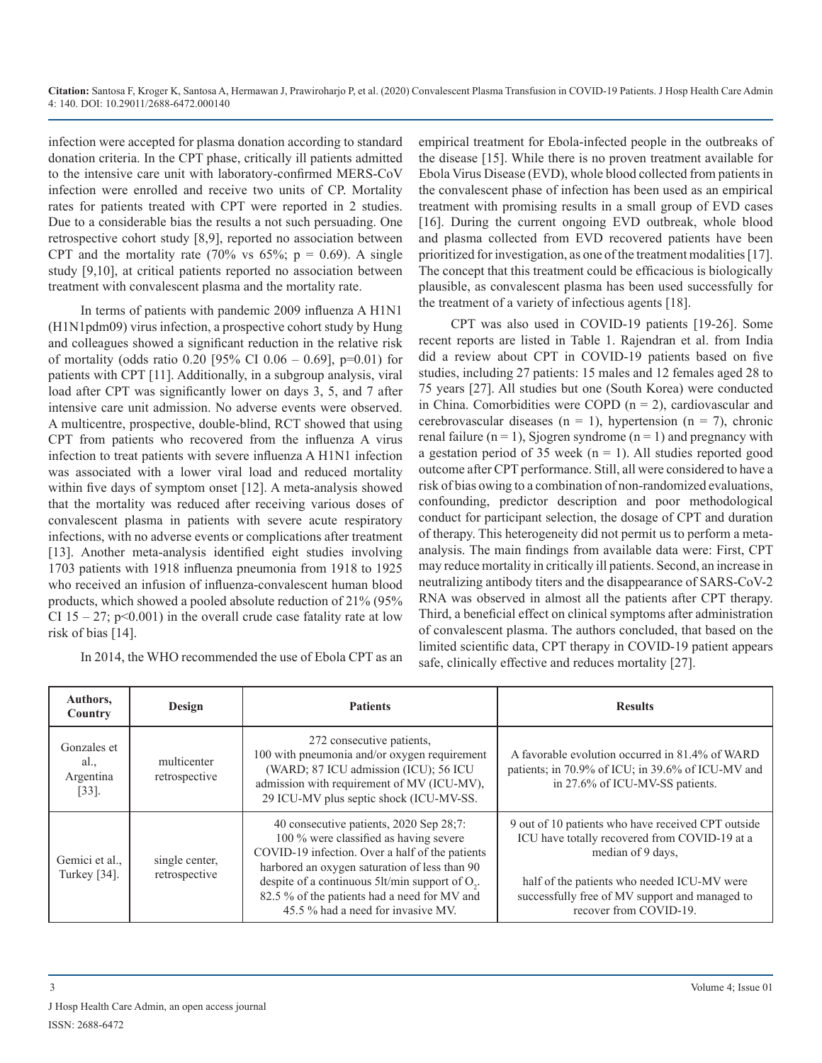infection were accepted for plasma donation according to standard donation criteria. In the CPT phase, critically ill patients admitted to the intensive care unit with laboratory-confirmed MERS-CoV infection were enrolled and receive two units of CP. Mortality rates for patients treated with CPT were reported in 2 studies. Due to a considerable bias the results a not such persuading. One retrospective cohort study [8,9], reported no association between CPT and the mortality rate (70% vs 65%; p = 0.69). A single study [9,10], at critical patients reported no association between treatment with convalescent plasma and the mortality rate.

In terms of patients with pandemic 2009 influenza A H1N1 (H1N1pdm09) virus infection, a prospective cohort study by Hung and colleagues showed a significant reduction in the relative risk of mortality (odds ratio 0.20 [95% CI 0.06 – 0.69], p=0.01) for patients with CPT [11]. Additionally, in a subgroup analysis, viral load after CPT was significantly lower on days 3, 5, and 7 after intensive care unit admission. No adverse events were observed. A multicentre, prospective, double-blind, RCT showed that using CPT from patients who recovered from the influenza A virus infection to treat patients with severe influenza A H1N1 infection was associated with a lower viral load and reduced mortality within five days of symptom onset [12]. A meta-analysis showed that the mortality was reduced after receiving various doses of convalescent plasma in patients with severe acute respiratory infections, with no adverse events or complications after treatment [13]. Another meta-analysis identified eight studies involving 1703 patients with 1918 influenza pneumonia from 1918 to 1925 who received an infusion of influenza-convalescent human blood products, which showed a pooled absolute reduction of 21% (95% CI 15 – 27; p<0.001) in the overall crude case fatality rate at low risk of bias [14].

In 2014, the WHO recommended the use of Ebola CPT as an empirical treatment for Ebola-infected people in the outbreaks of the disease [15]. While there is no proven treatment available for Ebola Virus Disease (EVD), whole blood collected from patients in the convalescent phase of infection has been used as an empirical treatment with promising results in a small group of EVD cases [16]. During the current ongoing EVD outbreak, whole blood and plasma collected from EVD recovered patients have been prioritized for investigation, as one of the treatment modalities [17]. The concept that this treatment could be efficacious is biologically plausible, as convalescent plasma has been used successfully for the treatment of a variety of infectious agents [18].

CPT was also used in COVID-19 patients [19-26]. Some recent reports are listed in Table 1. Rajendran et al. from India did a review about CPT in COVID-19 patients based on five studies, including 27 patients: 15 males and 12 females aged 28 to 75 years [27]. All studies but one (South Korea) were conducted in China. Comorbidities were COPD (n = 2), cardiovascular and cerebrovascular diseases (n = 1), hypertension (n = 7), chronic renal failure (n = 1), Sjogren syndrome (n = 1) and pregnancy with a gestation period of 35 week (n = 1). All studies reported good outcome after CPT performance. Still, all were considered to have a risk of bias owing to a combination of non-randomized evaluations, confounding, predictor description and poor methodological conduct for participant selection, the dosage of CPT and duration of therapy. This heterogeneity did not permit us to perform a meta-analysis. The main findings from available data were: First, CPT may reduce mortality in critically ill patients. Second, an increase in neutralizing antibody titers and the disappearance of SARS-CoV-2 RNA was observed in almost all the patients after CPT therapy. Third, a beneficial effect on clinical symptoms after administration of convalescent plasma. The authors concluded, that based on the limited scientific data, CPT therapy in COVID-19 patient appears safe, clinically effective and reduces mortality [27].

| Authors, Country | Design | Patients | Results |
|---|---|---|---|
| Gonzales et al., Argentina [33]. | multicenter retrospective | 272 consecutive patients, 100 with pneumonia and/or oxygen requirement (WARD; 87 ICU admission (ICU); 56 ICU admission with requirement of MV (ICU-MV), 29 ICU-MV plus septic shock (ICU-MV-SS. | A favorable evolution occurred in 81.4% of WARD patients; in 70.9% of ICU; in 39.6% of ICU-MV and in 27.6% of ICU-MV-SS patients. |
| Gemici et al., Turkey [34]. | single center, retrospective | 40 consecutive patients, 2020 Sep 28;7: 100 % were classified as having severe COVID-19 infection. Over a half of the patients harbored an oxygen saturation of less than 90 despite of a continuous 5lt/min support of $O_2$. 82.5 % of the patients had a need for MV and 45.5 % had a need for invasive MV. | 9 out of 10 patients who have received CPT outside ICU have totally recovered from COVID-19 at a median of 9 days,<br><br>half of the patients who needed ICU-MV were successfully free of MV support and managed to recover from COVID-19. |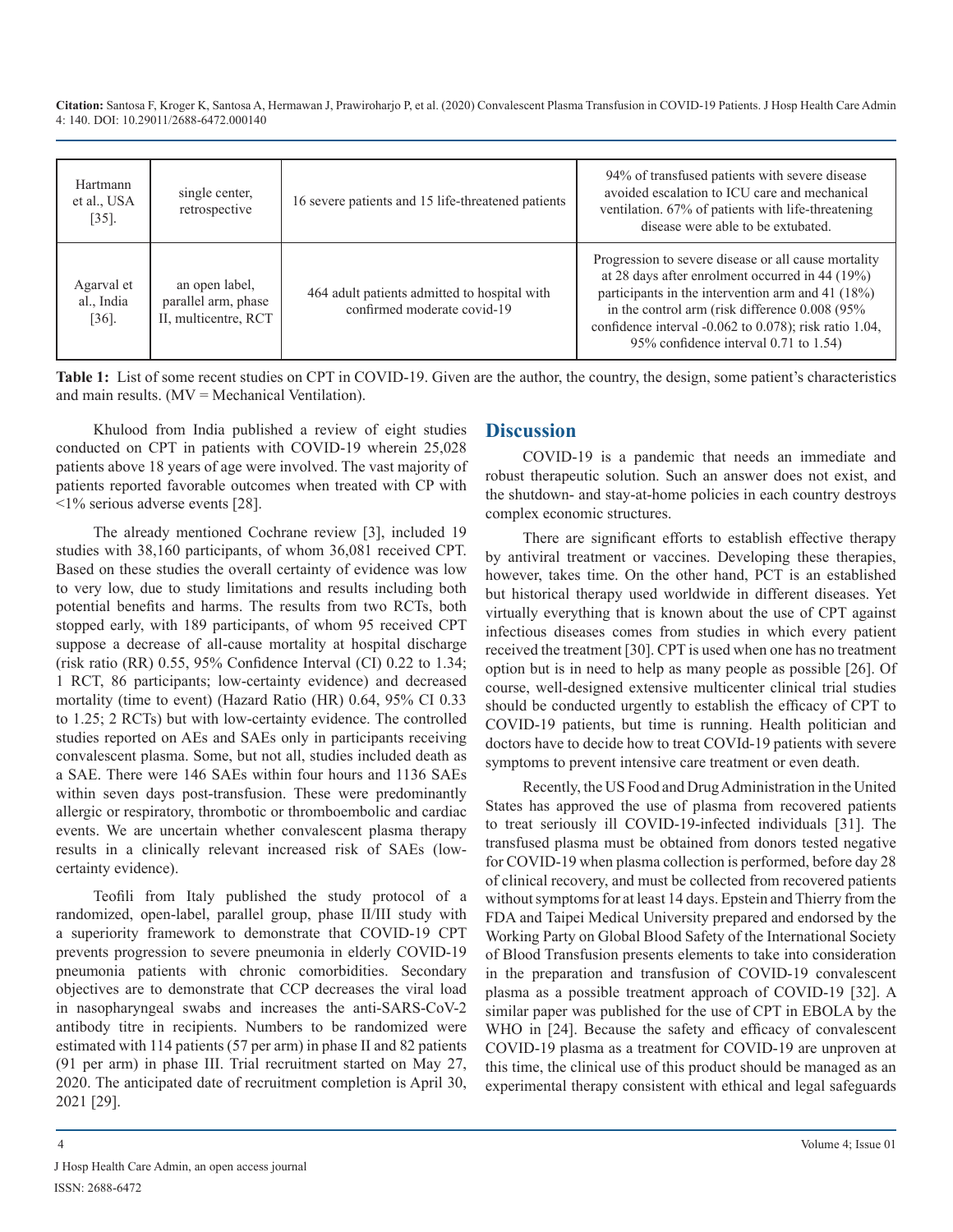| Hartmann et al., USA [35]. | single center, retrospective | 16 severe patients and 15 life-threatened patients | 94% of transfused patients with severe disease avoided escalation to ICU care and mechanical ventilation. 67% of patients with life-threatening disease were able to be extubated. |
|---|---|---|---|
| Agarval et al., India [36]. | an open label, parallel arm, phase II, multicentre, RCT | 464 adult patients admitted to hospital with confirmed moderate covid-19 | Progression to severe disease or all cause mortality at 28 days after enrolment occurred in 44 (19%) participants in the intervention arm and 41 (18%) in the control arm (risk difference 0.008 (95% confidence interval -0.062 to 0.078); risk ratio 1.04, 95% confidence interval 0.71 to 1.54) |

**Table 1:** List of some recent studies on CPT in COVID-19. Given are the author, the country, the design, some patient's characteristics and main results. (MV = Mechanical Ventilation).

Khulood from India published a review of eight studies conducted on CPT in patients with COVID-19 wherein 25,028 patients above 18 years of age were involved. The vast majority of patients reported favorable outcomes when treated with CP with <1% serious adverse events [28].

The already mentioned Cochrane review [3], included 19 studies with 38,160 participants, of whom 36,081 received CPT. Based on these studies the overall certainty of evidence was low to very low, due to study limitations and results including both potential benefits and harms. The results from two RCTs, both stopped early, with 189 participants, of whom 95 received CPT suppose a decrease of all-cause mortality at hospital discharge (risk ratio (RR) 0.55, 95% Confidence Interval (CI) 0.22 to 1.34; 1 RCT, 86 participants; low-certainty evidence) and decreased mortality (time to event) (Hazard Ratio (HR) 0.64, 95% CI 0.33 to 1.25; 2 RCTs) but with low-certainty evidence. The controlled studies reported on AEs and SAEs only in participants receiving convalescent plasma. Some, but not all, studies included death as a SAE. There were 146 SAEs within four hours and 1136 SAEs within seven days post-transfusion. These were predominantly allergic or respiratory, thrombotic or thromboembolic and cardiac events. We are uncertain whether convalescent plasma therapy results in a clinically relevant increased risk of SAEs (low-certainty evidence).

Teofili from Italy published the study protocol of a randomized, open-label, parallel group, phase II/III study with a superiority framework to demonstrate that COVID-19 CPT prevents progression to severe pneumonia in elderly COVID-19 pneumonia patients with chronic comorbidities. Secondary objectives are to demonstrate that CCP decreases the viral load in nasopharyngeal swabs and increases the anti-SARS-CoV-2 antibody titre in recipients. Numbers to be randomized were estimated with 114 patients (57 per arm) in phase II and 82 patients (91 per arm) in phase III. Trial recruitment started on May 27, 2020. The anticipated date of recruitment completion is April 30, 2021 [29].

## Discussion

COVID-19 is a pandemic that needs an immediate and robust therapeutic solution. Such an answer does not exist, and the shutdown- and stay-at-home policies in each country destroys complex economic structures.

There are significant efforts to establish effective therapy by antiviral treatment or vaccines. Developing these therapies, however, takes time. On the other hand, PCT is an established but historical therapy used worldwide in different diseases. Yet virtually everything that is known about the use of CPT against infectious diseases comes from studies in which every patient received the treatment [30]. CPT is used when one has no treatment option but is in need to help as many people as possible [26]. Of course, well-designed extensive multicenter clinical trial studies should be conducted urgently to establish the efficacy of CPT to COVID-19 patients, but time is running. Health politician and doctors have to decide how to treat COVId-19 patients with severe symptoms to prevent intensive care treatment or even death.

Recently, the US Food and Drug Administration in the United States has approved the use of plasma from recovered patients to treat seriously ill COVID-19-infected individuals [31]. The transfused plasma must be obtained from donors tested negative for COVID-19 when plasma collection is performed, before day 28 of clinical recovery, and must be collected from recovered patients without symptoms for at least 14 days. Epstein and Thierry from the FDA and Taipei Medical University prepared and endorsed by the Working Party on Global Blood Safety of the International Society of Blood Transfusion presents elements to take into consideration in the preparation and transfusion of COVID-19 convalescent plasma as a possible treatment approach of COVID-19 [32]. A similar paper was published for the use of CPT in EBOLA by the WHO in [24]. Because the safety and efficacy of convalescent COVID-19 plasma as a treatment for COVID-19 are unproven at this time, the clinical use of this product should be managed as an experimental therapy consistent with ethical and legal safeguards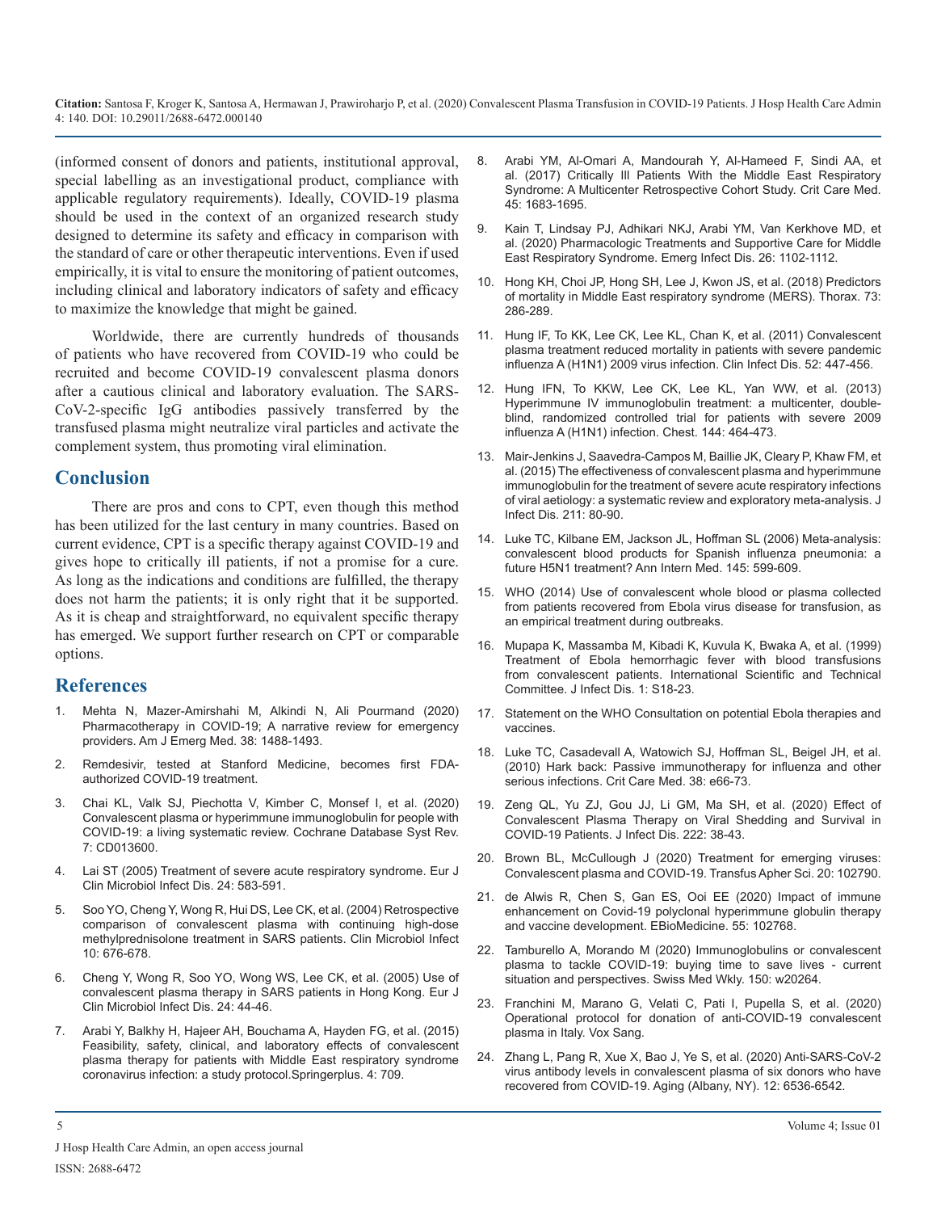(informed consent of donors and patients, institutional approval, special labelling as an investigational product, compliance with applicable regulatory requirements). Ideally, COVID-19 plasma should be used in the context of an organized research study designed to determine its safety and efficacy in comparison with the standard of care or other therapeutic interventions. Even if used empirically, it is vital to ensure the monitoring of patient outcomes, including clinical and laboratory indicators of safety and efficacy to maximize the knowledge that might be gained.

Worldwide, there are currently hundreds of thousands of patients who have recovered from COVID-19 who could be recruited and become COVID-19 convalescent plasma donors after a cautious clinical and laboratory evaluation. The SARS-CoV-2-specific IgG antibodies passively transferred by the transfused plasma might neutralize viral particles and activate the complement system, thus promoting viral elimination.

## Conclusion

There are pros and cons to CPT, even though this method has been utilized for the last century in many countries. Based on current evidence, CPT is a specific therapy against COVID-19 and gives hope to critically ill patients, if not a promise for a cure. As long as the indications and conditions are fulfilled, the therapy does not harm the patients; it is only right that it be supported. As it is cheap and straightforward, no equivalent specific therapy has emerged. We support further research on CPT or comparable options.

## References

1. Mehta N, Mazer-Amirshahi M, Alkindi N, Ali Pourmand (2020) Pharmacotherapy in COVID-19; A narrative review for emergency providers. Am J Emerg Med. 38: 1488-1493.
2. Remdesivir, tested at Stanford Medicine, becomes first FDA-authorized COVID-19 treatment.
3. Chai KL, Valk SJ, Piechotta V, Kimber C, Monsef I, et al. (2020) Convalescent plasma or hyperimmune immunoglobulin for people with COVID-19: a living systematic review. Cochrane Database Syst Rev. 7: CD013600.
4. Lai ST (2005) Treatment of severe acute respiratory syndrome. Eur J Clin Microbiol Infect Dis. 24: 583-591.
5. Soo YO, Cheng Y, Wong R, Hui DS, Lee CK, et al. (2004) Retrospective comparison of convalescent plasma with continuing high-dose methylprednisolone treatment in SARS patients. Clin Microbiol Infect 10: 676-678.
6. Cheng Y, Wong R, Soo YO, Wong WS, Lee CK, et al. (2005) Use of convalescent plasma therapy in SARS patients in Hong Kong. Eur J Clin Microbiol Infect Dis. 24: 44-46.
7. Arabi Y, Balkhy H, Hajeer AH, Bouchama A, Hayden FG, et al. (2015) Feasibility, safety, clinical, and laboratory effects of convalescent plasma therapy for patients with Middle East respiratory syndrome coronavirus infection: a study protocol.Springerplus. 4: 709.
8. Arabi YM, Al-Omari A, Mandourah Y, Al-Hameed F, Sindi AA, et al. (2017) Critically Ill Patients With the Middle East Respiratory Syndrome: A Multicenter Retrospective Cohort Study. Crit Care Med. 45: 1683-1695.
9. Kain T, Lindsay PJ, Adhikari NKJ, Arabi YM, Van Kerkhove MD, et al. (2020) Pharmacologic Treatments and Supportive Care for Middle East Respiratory Syndrome. Emerg Infect Dis. 26: 1102-1112.
10. Hong KH, Choi JP, Hong SH, Lee J, Kwon JS, et al. (2018) Predictors of mortality in Middle East respiratory syndrome (MERS). Thorax. 73: 286-289.
11. Hung IF, To KK, Lee CK, Lee KL, Chan K, et al. (2011) Convalescent plasma treatment reduced mortality in patients with severe pandemic influenza A (H1N1) 2009 virus infection. Clin Infect Dis. 52: 447-456.
12. Hung IFN, To KKW, Lee CK, Lee KL, Yan WW, et al. (2013) Hyperimmune IV immunoglobulin treatment: a multicenter, double-blind, randomized controlled trial for patients with severe 2009 influenza A (H1N1) infection. Chest. 144: 464-473.
13. Mair-Jenkins J, Saavedra-Campos M, Baillie JK, Cleary P, Khaw FM, et al. (2015) The effectiveness of convalescent plasma and hyperimmune immunoglobulin for the treatment of severe acute respiratory infections of viral aetiology: a systematic review and exploratory meta-analysis. J Infect Dis. 211: 80-90.
14. Luke TC, Kilbane EM, Jackson JL, Hoffman SL (2006) Meta-analysis: convalescent blood products for Spanish influenza pneumonia: a future H5N1 treatment? Ann Intern Med. 145: 599-609.
15. WHO (2014) Use of convalescent whole blood or plasma collected from patients recovered from Ebola virus disease for transfusion, as an empirical treatment during outbreaks.
16. Mupapa K, Massamba M, Kibadi K, Kuvula K, Bwaka A, et al. (1999) Treatment of Ebola hemorrhagic fever with blood transfusions from convalescent patients. International Scientific and Technical Committee. J Infect Dis. 1: S18-23.
17. Statement on the WHO Consultation on potential Ebola therapies and vaccines.
18. Luke TC, Casadevall A, Watowich SJ, Hoffman SL, Beigel JH, et al. (2010) Hark back: Passive immunotherapy for influenza and other serious infections. Crit Care Med. 38: e66-73.
19. Zeng QL, Yu ZJ, Gou JJ, Li GM, Ma SH, et al. (2020) Effect of Convalescent Plasma Therapy on Viral Shedding and Survival in COVID-19 Patients. J Infect Dis. 222: 38-43.
20. Brown BL, McCullough J (2020) Treatment for emerging viruses: Convalescent plasma and COVID-19. Transfus Apher Sci. 20: 102790.
21. de Alwis R, Chen S, Gan ES, Ooi EE (2020) Impact of immune enhancement on Covid-19 polyclonal hyperimmune globulin therapy and vaccine development. EBioMedicine. 55: 102768.
22. Tamburello A, Morando M (2020) Immunoglobulins or convalescent plasma to tackle COVID-19: buying time to save lives - current situation and perspectives. Swiss Med Wkly. 150: w20264.
23. Franchini M, Marano G, Velati C, Pati I, Pupella S, et al. (2020) Operational protocol for donation of anti-COVID-19 convalescent plasma in Italy. Vox Sang.
24. Zhang L, Pang R, Xue X, Bao J, Ye S, et al. (2020) Anti-SARS-CoV-2 virus antibody levels in convalescent plasma of six donors who have recovered from COVID-19. Aging (Albany, NY). 12: 6536-6542.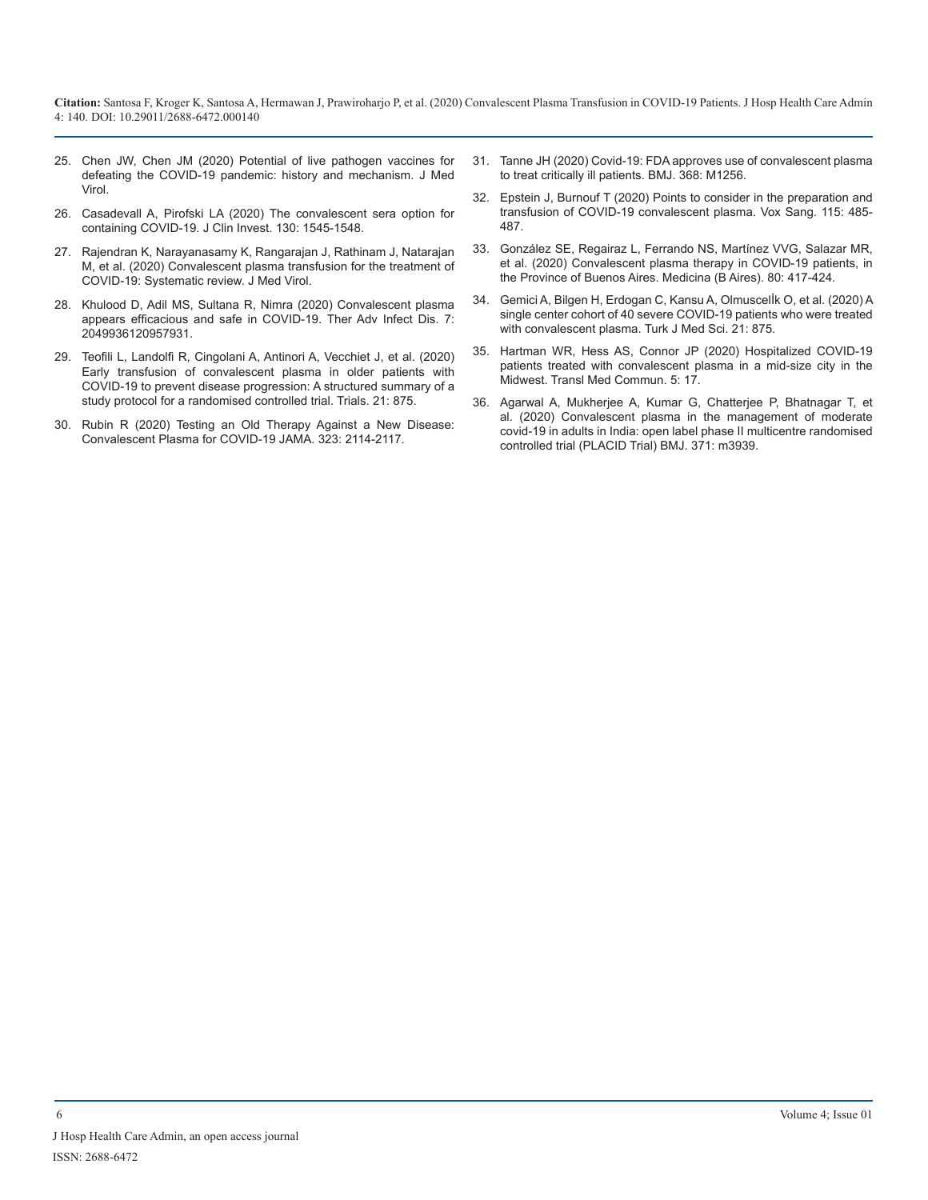25. Chen JW, Chen JM (2020) Potential of live pathogen vaccines for defeating the COVID-19 pandemic: history and mechanism. J Med Virol.

26. Casadevall A, Pirofski LA (2020) The convalescent sera option for containing COVID-19. J Clin Invest. 130: 1545-1548.

27. Rajendran K, Narayanasamy K, Rangarajan J, Rathinam J, Natarajan M, et al. (2020) Convalescent plasma transfusion for the treatment of COVID-19: Systematic review. J Med Virol.

28. Khulood D, Adil MS, Sultana R, Nimra (2020) Convalescent plasma appears efficacious and safe in COVID-19. Ther Adv Infect Dis. 7: 2049936120957931.

29. Teofili L, Landolfi R, Cingolani A, Antinori A, Vecchiet J, et al. (2020) Early transfusion of convalescent plasma in older patients with COVID-19 to prevent disease progression: A structured summary of a study protocol for a randomised controlled trial. Trials. 21: 875.

30. Rubin R (2020) Testing an Old Therapy Against a New Disease: Convalescent Plasma for COVID-19 JAMA. 323: 2114-2117.

31. Tanne JH (2020) Covid-19: FDA approves use of convalescent plasma to treat critically ill patients. BMJ. 368: M1256.

32. Epstein J, Burnouf T (2020) Points to consider in the preparation and transfusion of COVID-19 convalescent plasma. Vox Sang. 115: 485-487.

33. González SE, Regairaz L, Ferrando NS, Martínez VVG, Salazar MR, et al. (2020) Convalescent plasma therapy in COVID-19 patients, in the Province of Buenos Aires. Medicina (B Aires). 80: 417-424.

34. Gemici A, Bilgen H, Erdogan C, Kansu A, Olmuscelİk O, et al. (2020) A single center cohort of 40 severe COVID-19 patients who were treated with convalescent plasma. Turk J Med Sci. 21: 875.

35. Hartman WR, Hess AS, Connor JP (2020) Hospitalized COVID-19 patients treated with convalescent plasma in a mid-size city in the Midwest. Transl Med Commun. 5: 17.

36. Agarwal A, Mukherjee A, Kumar G, Chatterjee P, Bhatnagar T, et al. (2020) Convalescent plasma in the management of moderate covid-19 in adults in India: open label phase II multicentre randomised controlled trial (PLACID Trial) BMJ. 371: m3939.